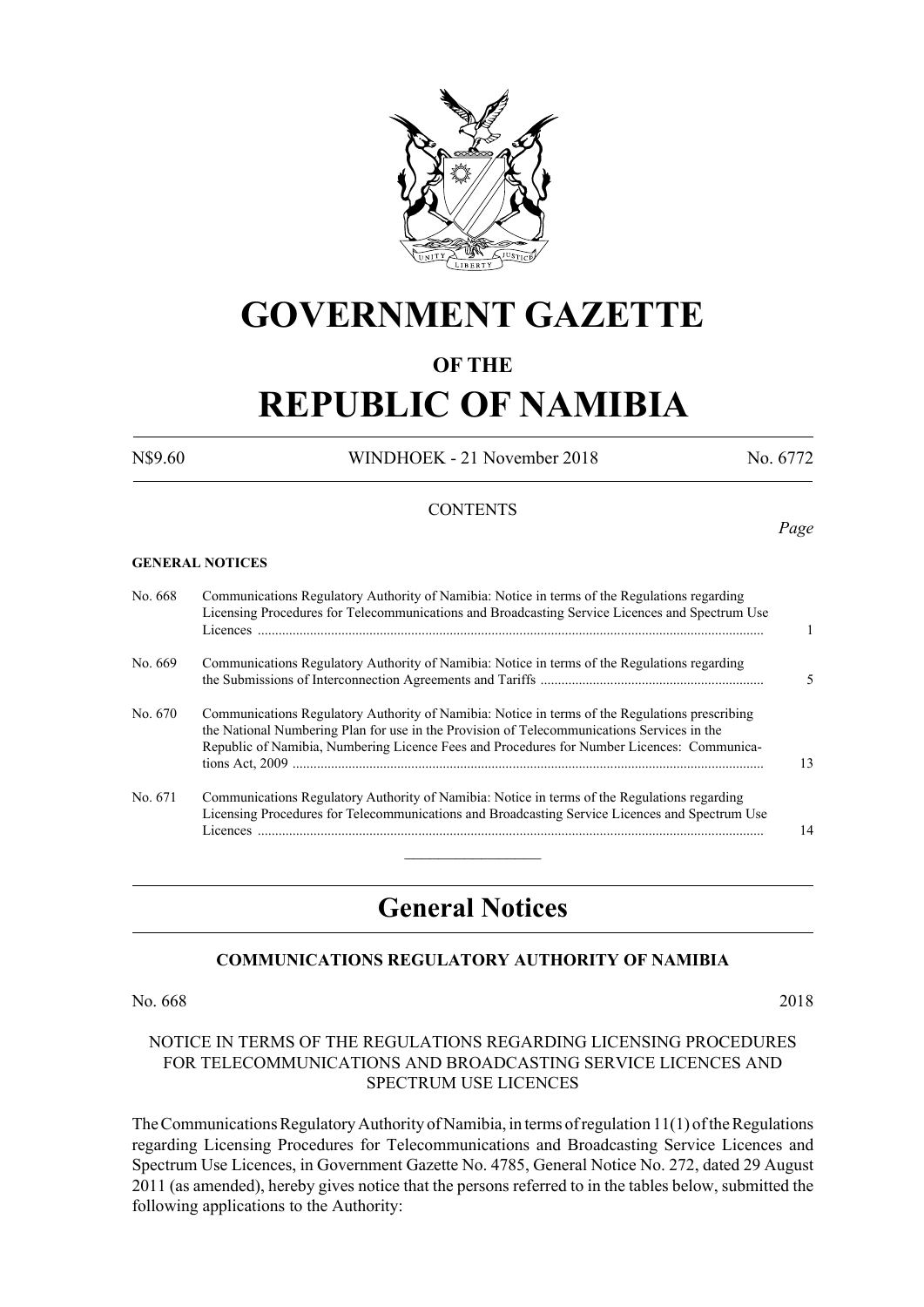# GOVERNMENT GAZETTE

## OF THE

# REPUBLIC OF NAMIBIA

N$9.60 WINDHOEK - 21 November 2018 No. 6772

CONTENTS

*Page*

**GENERAL NOTICES**

| | | |
|---|---|---|
| No. 668 | Communications Regulatory Authority of Namibia: Notice in terms of the Regulations regarding Licensing Procedures for Telecommunications and Broadcasting Service Licences and Spectrum Use Licences | 1 |
| No. 669 | Communications Regulatory Authority of Namibia: Notice in terms of the Regulations regarding the Submissions of Interconnection Agreements and Tariffs | 5 |
| No. 670 | Communications Regulatory Authority of Namibia: Notice in terms of the Regulations prescribing the National Numbering Plan for use in the Provision of Telecommunications Services in the Republic of Namibia, Numbering Licence Fees and Procedures for Number Licences: Communications Act, 2009 | 13 |
| No. 671 | Communications Regulatory Authority of Namibia: Notice in terms of the Regulations regarding Licensing Procedures for Telecommunications and Broadcasting Service Licences and Spectrum Use Licences | 14 |

## General Notices

### COMMUNICATIONS REGULATORY AUTHORITY OF NAMIBIA

No. 668 2018

NOTICE IN TERMS OF THE REGULATIONS REGARDING LICENSING PROCEDURES FOR TELECOMMUNICATIONS AND BROADCASTING SERVICE LICENCES AND SPECTRUM USE LICENCES

The Communications Regulatory Authority of Namibia, in terms of regulation 11(1) of the Regulations regarding Licensing Procedures for Telecommunications and Broadcasting Service Licences and Spectrum Use Licences, in Government Gazette No. 4785, General Notice No. 272, dated 29 August 2011 (as amended), hereby gives notice that the persons referred to in the tables below, submitted the following applications to the Authority: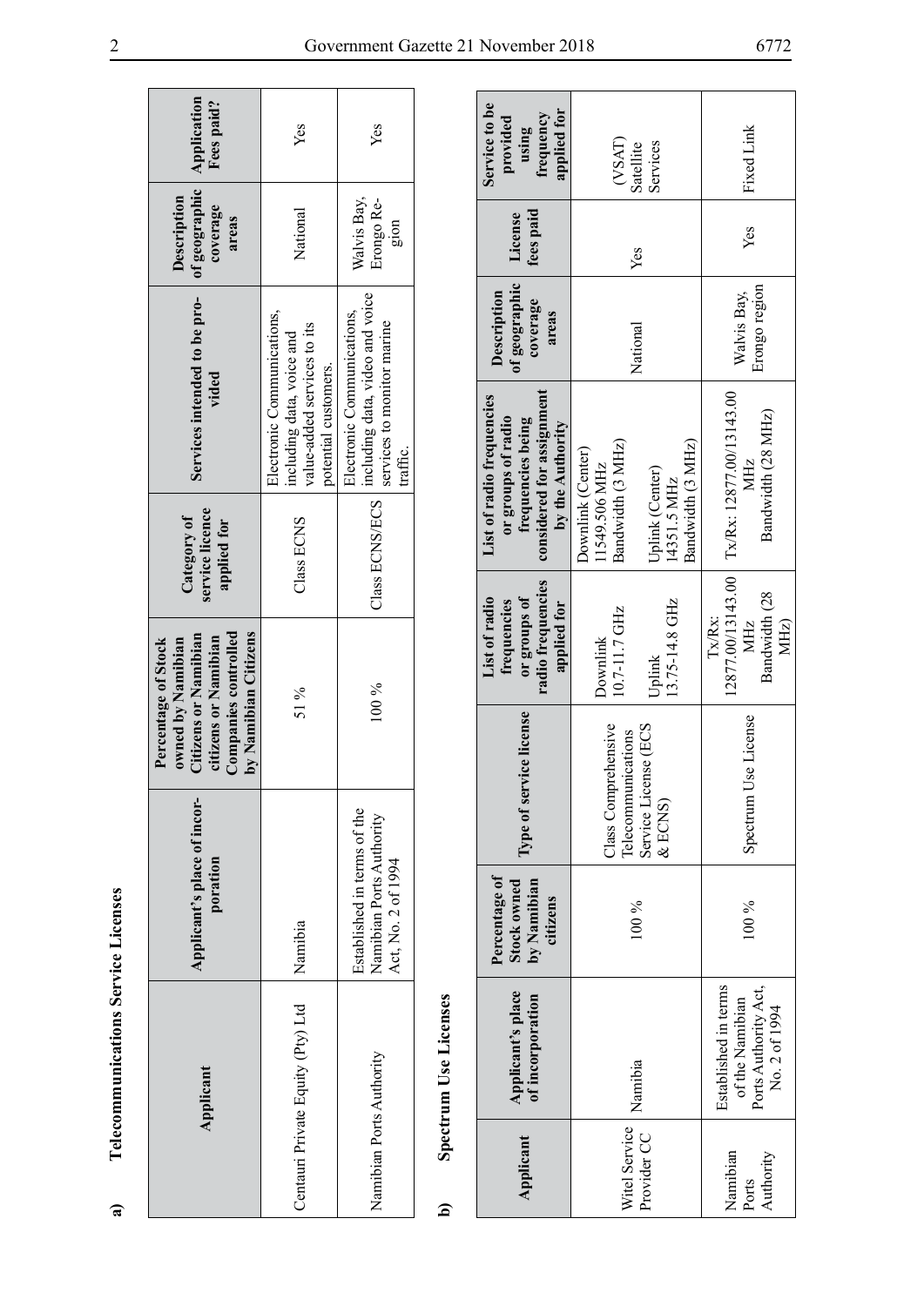**a) Telecommunications Service Licenses**

| Applicant | Applicant's place of incorporation | Percentage of Stock owned by Namibian Citizens or Namibian citizens or Namibian Companies controlled by Namibian Citizens | Category of service licence applied for | Services intended to be provided | Description of geographic coverage areas | Application Fees paid? |
|---|---|---|---|---|---|---|
| Centauri Private Equity (Pty) Ltd | Namibia | 51 % | Class ECNS | Electronic Communications, including data, voice and value-added services to its potential customers. | National | Yes |
| Namibian Ports Authority | Established in terms of the Namibian Ports Authority Act, No. 2 of 1994 | 100 % | Class ECNS/ECS | Electronic Communications, including data, video and voice services to monitor marine traffic. | Walvis Bay, Erongo Region | Yes |

**b) Spectrum Use Licenses**

| Applicant | Applicant's place of incorporation | Percentage of Stock owned by Namibian citizens | Type of service license | List of radio frequencies or groups of radio frequencies applied for | List of radio frequencies or groups of radio frequencies being considered for assignment by the Authority | Description of geographic coverage areas | License fees paid | Service to be provided using frequency applied for |
|---|---|---|---|---|---|---|---|---|
| Witel Service Provider CC | Namibia | 100 % | Class Comprehensive Telecommunications Service License (ECS & ECNS) | Downlink 10.7-11.7 GHz<br><br>Uplink 13.75-14.8 GHz | Downlink (Center) 11549.506 MHz Bandwidth (3 MHz)<br><br>Uplink (Center) 14351.5 MHz Bandwidth (3 MHz) | National | Yes | (VSAT) Satellite Services |
| Namibian Ports Authority | Established in terms of the Namibian Ports Authority Act, No. 2 of 1994 | 100 % | Spectrum Use License | Tx/Rx: 12877.00/13143.00 MHz Bandwidth (28 MHz) | Tx/Rx: 12877.00/13143.00 MHz Bandwidth (28 MHz) | Walvis Bay, Erongo region | Yes | Fixed Link |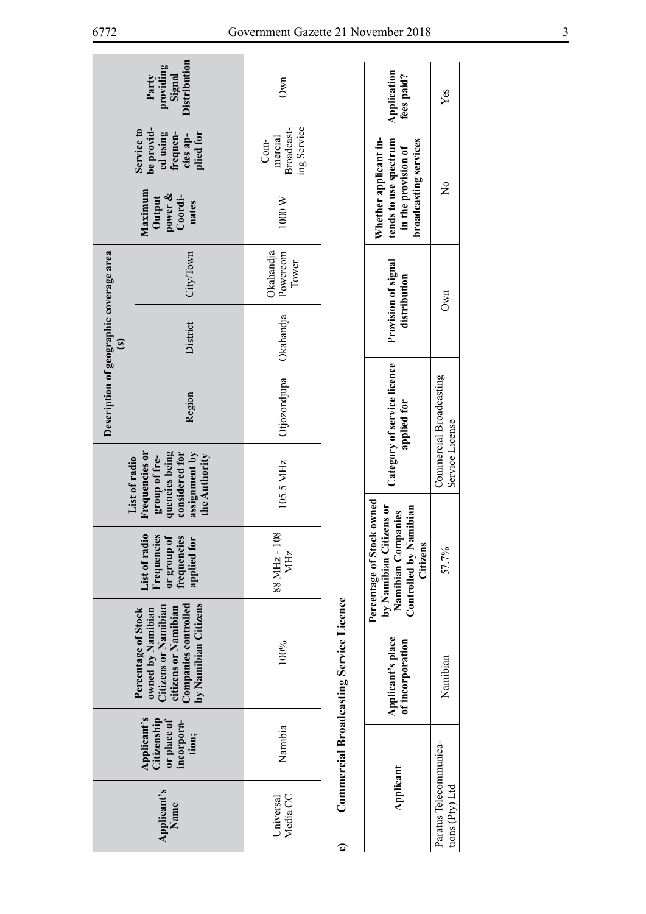| Applicant's Name | Applicant's Citizenship or place of incorporation; | Percentage of Stock owned by Namibian Citizens or Namibian citizens or Namibian Companies controlled by Namibian Citizens | List of radio Frequencies or group of frequencies applied for | List of radio Frequencies or group of frequencies being considered for assignment by the Authority | Description of geographic coverage area (s) | | | Maximum Output power & Coordinates | Service to be provided using frequencies applied for | Party providing Signal Distribution |
|---|---|---|---|---|---|---|---|---|---|---|
| | | | | | Region | District | City/Town | | | |
| Universal Media CC | Namibia | 100% | 88 MHz - 108 MHz | 105.5 MHz | Otjozondjupa | Okahandja | Okahandja Powercom Tower | 1000 W | Commercial Broadcasting Service | Own |

c) **Commercial Broadcasting Service Licence**

| Applicant | Applicant's place of incorporation | Percentage of Stock owned by Namibian Citizens or Namibian Companies Controlled by Namibian Citizens | Category of service licence applied for | Provision of signal distribution | Whether applicant intends to use spectrum in the provision of broadcasting services | Application fees paid? |
|---|---|---|---|---|---|---|
| Paratus Telecommunications (Pty) Ltd | Namibian | 57.7% | Commercial Broadcasting Service License | Own | No | Yes |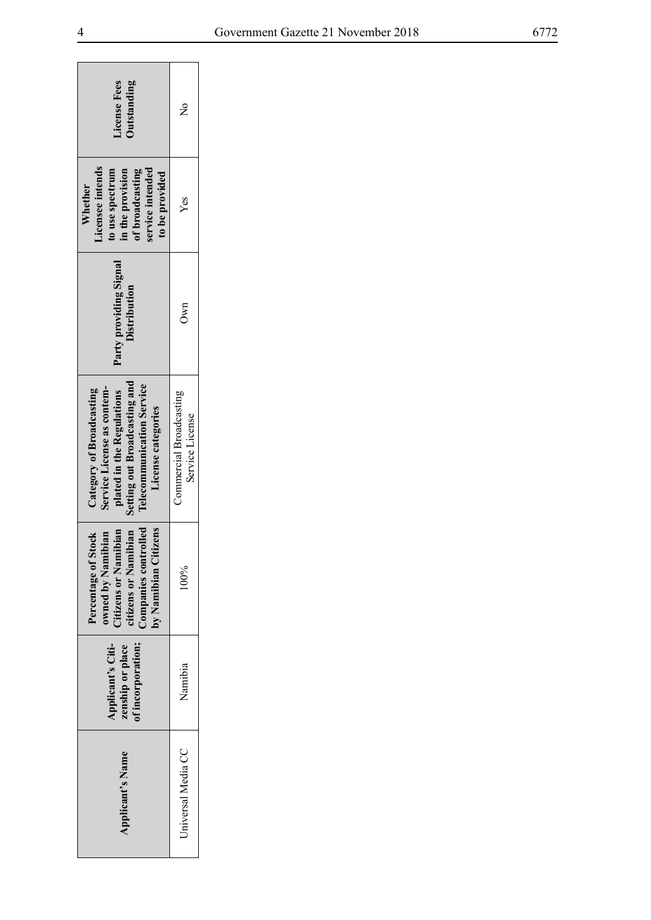| Applicant's Name | Applicant's Citizenship or place of incorporation; | Percentage of Stock owned by Namibian Citizens or Namibian citizens or Namibian Companies controlled by Namibian Citizens | Category of Broadcasting Service License as contemplated in the Regulations Setting out Broadcasting and Telecommunication Service License categories | Party providing Signal Distribution | Whether Licensee intends to use spectrum in the provision of broadcasting service intended to be provided | License Fees Outstanding |
|---|---|---|---|---|---|---|
| Universal Media CC | Namibia | 100% | Commercial Broadcasting Service License | Own | Yes | No |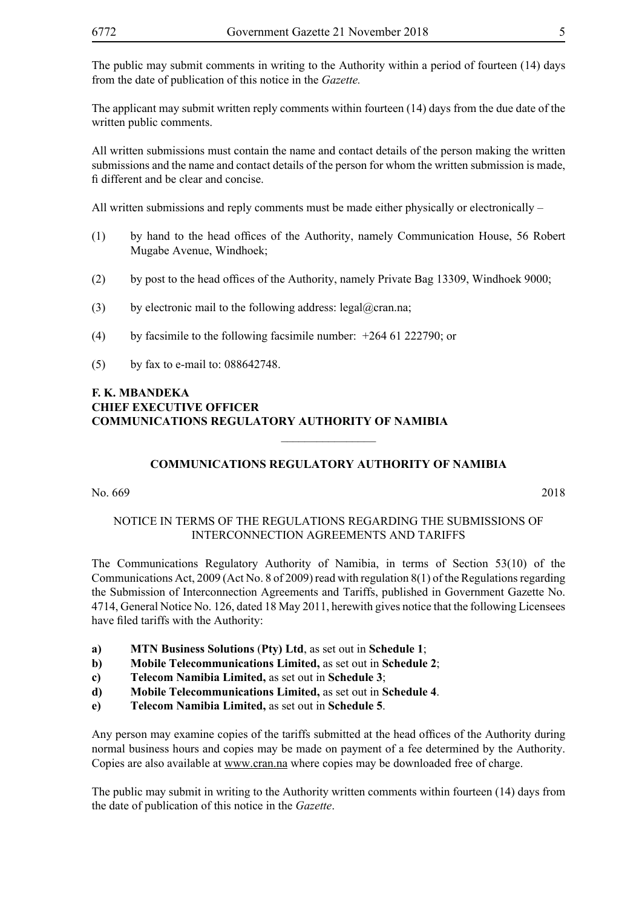The public may submit comments in writing to the Authority within a period of fourteen (14) days from the date of publication of this notice in the *Gazette.*

The applicant may submit written reply comments within fourteen (14) days from the due date of the written public comments.

All written submissions must contain the name and contact details of the person making the written submissions and the name and contact details of the person for whom the written submission is made, fi different and be clear and concise.

All written submissions and reply comments must be made either physically or electronically –

(1) by hand to the head offices of the Authority, namely Communication House, 56 Robert Mugabe Avenue, Windhoek;

(2) by post to the head offices of the Authority, namely Private Bag 13309, Windhoek 9000;

(3) by electronic mail to the following address: legal@cran.na;

(4) by facsimile to the following facsimile number: +264 61 222790; or

(5) by fax to e-mail to: 088642748.

**F. K. MBANDEKA**
**CHIEF EXECUTIVE OFFICER**
**COMMUNICATIONS REGULATORY AUTHORITY OF NAMIBIA**

---

## COMMUNICATIONS REGULATORY AUTHORITY OF NAMIBIA

No. 669 2018

NOTICE IN TERMS OF THE REGULATIONS REGARDING THE SUBMISSIONS OF INTERCONNECTION AGREEMENTS AND TARIFFS

The Communications Regulatory Authority of Namibia, in terms of Section 53(10) of the Communications Act, 2009 (Act No. 8 of 2009) read with regulation 8(1) of the Regulations regarding the Submission of Interconnection Agreements and Tariffs, published in Government Gazette No. 4714, General Notice No. 126, dated 18 May 2011, herewith gives notice that the following Licensees have filed tariffs with the Authority:

**a)** **MTN Business Solutions** (**Pty) Ltd**, as set out in **Schedule 1**;
**b)** **Mobile Telecommunications Limited,** as set out in **Schedule 2**;
**c)** **Telecom Namibia Limited,** as set out in **Schedule 3**;
**d)** **Mobile Telecommunications Limited,** as set out in **Schedule 4**.
**e)** **Telecom Namibia Limited,** as set out in **Schedule 5**.

Any person may examine copies of the tariffs submitted at the head offices of the Authority during normal business hours and copies may be made on payment of a fee determined by the Authority. Copies are also available at www.cran.na where copies may be downloaded free of charge.

The public may submit in writing to the Authority written comments within fourteen (14) days from the date of publication of this notice in the *Gazette*.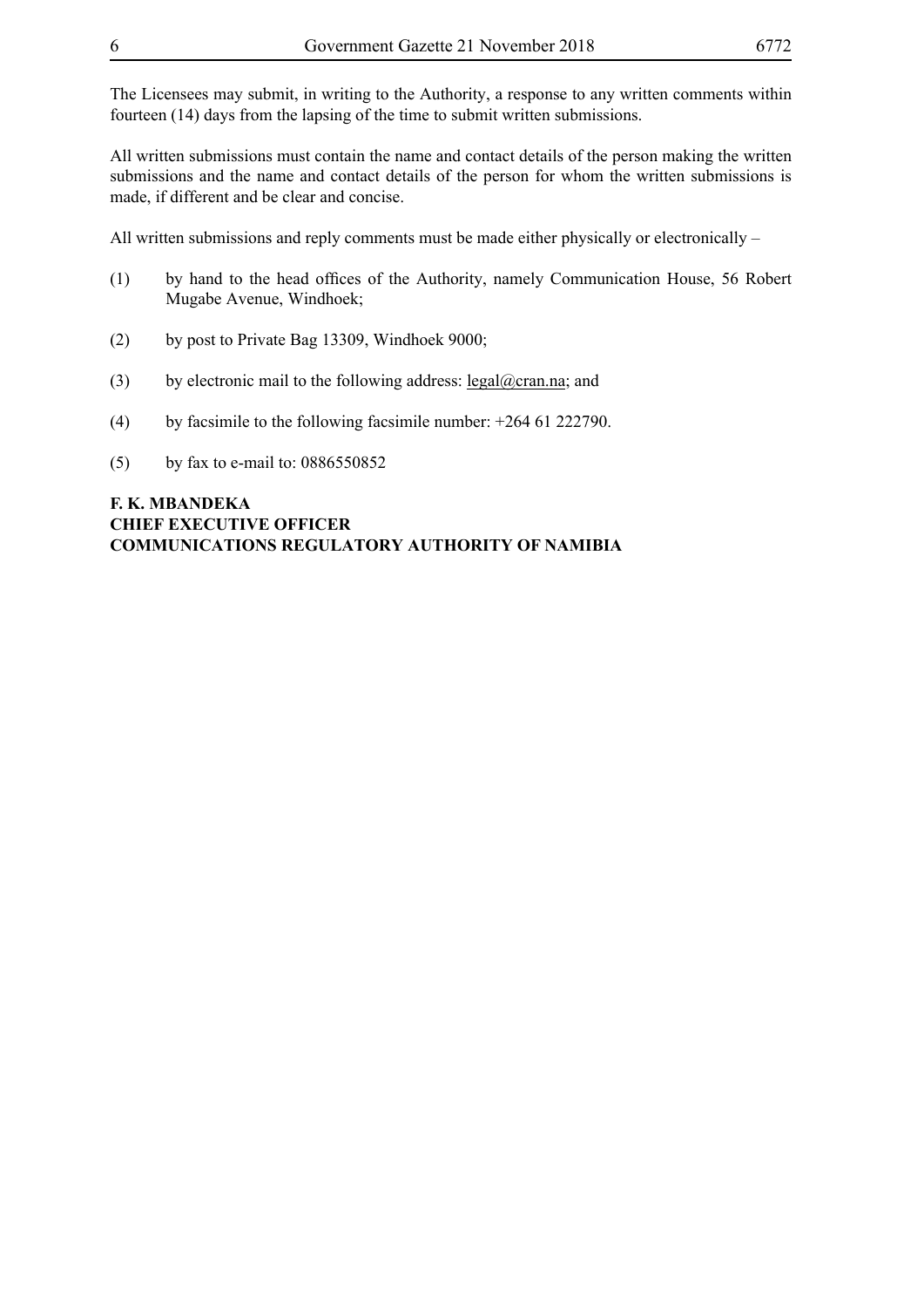The Licensees may submit, in writing to the Authority, a response to any written comments within fourteen (14) days from the lapsing of the time to submit written submissions.

All written submissions must contain the name and contact details of the person making the written submissions and the name and contact details of the person for whom the written submissions is made, if different and be clear and concise.

All written submissions and reply comments must be made either physically or electronically –

(1) by hand to the head offices of the Authority, namely Communication House, 56 Robert Mugabe Avenue, Windhoek;

(2) by post to Private Bag 13309, Windhoek 9000;

(3) by electronic mail to the following address: legal@cran.na; and

(4) by facsimile to the following facsimile number: +264 61 222790.

(5) by fax to e-mail to: 0886550852

**F. K. MBANDEKA**
**CHIEF EXECUTIVE OFFICER**
**COMMUNICATIONS REGULATORY AUTHORITY OF NAMIBIA**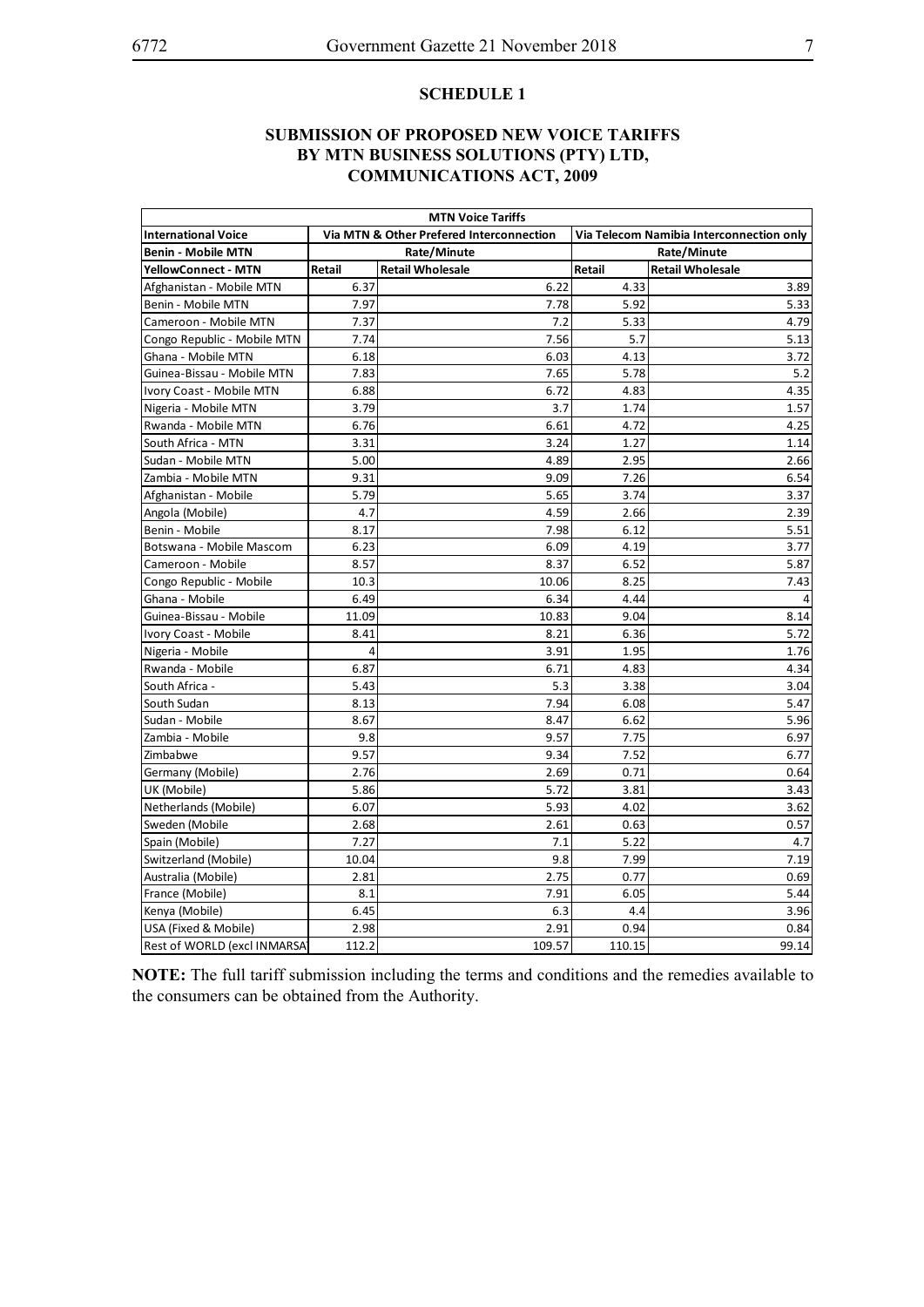## SCHEDULE 1

## SUBMISSION OF PROPOSED NEW VOICE TARIFFS BY MTN BUSINESS SOLUTIONS (PTY) LTD, COMMUNICATIONS ACT, 2009

| MTN Voice Tariffs | | | | |
|---|---|---|---|---|
| International Voice | Via MTN & Other Prefered Interconnection | | Via Telecom Namibia Interconnection only | |
| Benin - Mobile MTN | Rate/Minute | | Rate/Minute | |
| YellowConnect - MTN | Retail | Retail Wholesale | Retail | Retail Wholesale |
| Afghanistan - Mobile MTN | 6.37 | 6.22 | 4.33 | 3.89 |
| Benin - Mobile MTN | 7.97 | 7.78 | 5.92 | 5.33 |
| Cameroon - Mobile MTN | 7.37 | 7.2 | 5.33 | 4.79 |
| Congo Republic - Mobile MTN | 7.74 | 7.56 | 5.7 | 5.13 |
| Ghana - Mobile MTN | 6.18 | 6.03 | 4.13 | 3.72 |
| Guinea-Bissau - Mobile MTN | 7.83 | 7.65 | 5.78 | 5.2 |
| Ivory Coast - Mobile MTN | 6.88 | 6.72 | 4.83 | 4.35 |
| Nigeria - Mobile MTN | 3.79 | 3.7 | 1.74 | 1.57 |
| Rwanda - Mobile MTN | 6.76 | 6.61 | 4.72 | 4.25 |
| South Africa - MTN | 3.31 | 3.24 | 1.27 | 1.14 |
| Sudan - Mobile MTN | 5.00 | 4.89 | 2.95 | 2.66 |
| Zambia - Mobile MTN | 9.31 | 9.09 | 7.26 | 6.54 |
| Afghanistan - Mobile | 5.79 | 5.65 | 3.74 | 3.37 |
| Angola (Mobile) | 4.7 | 4.59 | 2.66 | 2.39 |
| Benin - Mobile | 8.17 | 7.98 | 6.12 | 5.51 |
| Botswana - Mobile Mascom | 6.23 | 6.09 | 4.19 | 3.77 |
| Cameroon - Mobile | 8.57 | 8.37 | 6.52 | 5.87 |
| Congo Republic - Mobile | 10.3 | 10.06 | 8.25 | 7.43 |
| Ghana - Mobile | 6.49 | 6.34 | 4.44 | 4 |
| Guinea-Bissau - Mobile | 11.09 | 10.83 | 9.04 | 8.14 |
| Ivory Coast - Mobile | 8.41 | 8.21 | 6.36 | 5.72 |
| Nigeria - Mobile | 4 | 3.91 | 1.95 | 1.76 |
| Rwanda - Mobile | 6.87 | 6.71 | 4.83 | 4.34 |
| South Africa - | 5.43 | 5.3 | 3.38 | 3.04 |
| South Sudan | 8.13 | 7.94 | 6.08 | 5.47 |
| Sudan - Mobile | 8.67 | 8.47 | 6.62 | 5.96 |
| Zambia - Mobile | 9.8 | 9.57 | 7.75 | 6.97 |
| Zimbabwe | 9.57 | 9.34 | 7.52 | 6.77 |
| Germany (Mobile) | 2.76 | 2.69 | 0.71 | 0.64 |
| UK (Mobile) | 5.86 | 5.72 | 3.81 | 3.43 |
| Netherlands (Mobile) | 6.07 | 5.93 | 4.02 | 3.62 |
| Sweden (Mobile | 2.68 | 2.61 | 0.63 | 0.57 |
| Spain (Mobile) | 7.27 | 7.1 | 5.22 | 4.7 |
| Switzerland (Mobile) | 10.04 | 9.8 | 7.99 | 7.19 |
| Australia (Mobile) | 2.81 | 2.75 | 0.77 | 0.69 |
| France (Mobile) | 8.1 | 7.91 | 6.05 | 5.44 |
| Kenya (Mobile) | 6.45 | 6.3 | 4.4 | 3.96 |
| USA (Fixed & Mobile) | 2.98 | 2.91 | 0.94 | 0.84 |
| Rest of WORLD (excl INMARSAT | 112.2 | 109.57 | 110.15 | 99.14 |

**NOTE:** The full tariff submission including the terms and conditions and the remedies available to the consumers can be obtained from the Authority.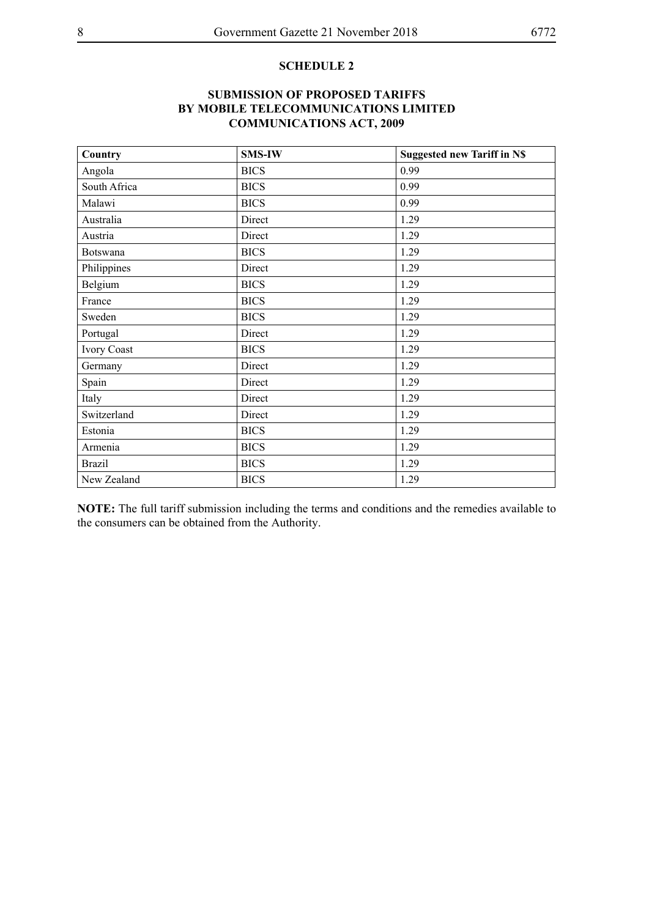## SCHEDULE 2

### SUBMISSION OF PROPOSED TARIFFS BY MOBILE TELECOMMUNICATIONS LIMITED COMMUNICATIONS ACT, 2009

| **Country** | **SMS-IW** | **Suggested new Tariff in N$** |
|---|---|---|
| Angola | BICS | 0.99 |
| South Africa | BICS | 0.99 |
| Malawi | BICS | 0.99 |
| Australia | Direct | 1.29 |
| Austria | Direct | 1.29 |
| Botswana | BICS | 1.29 |
| Philippines | Direct | 1.29 |
| Belgium | BICS | 1.29 |
| France | BICS | 1.29 |
| Sweden | BICS | 1.29 |
| Portugal | Direct | 1.29 |
| Ivory Coast | BICS | 1.29 |
| Germany | Direct | 1.29 |
| Spain | Direct | 1.29 |
| Italy | Direct | 1.29 |
| Switzerland | Direct | 1.29 |
| Estonia | BICS | 1.29 |
| Armenia | BICS | 1.29 |
| Brazil | BICS | 1.29 |
| New Zealand | BICS | 1.29 |

**NOTE:** The full tariff submission including the terms and conditions and the remedies available to the consumers can be obtained from the Authority.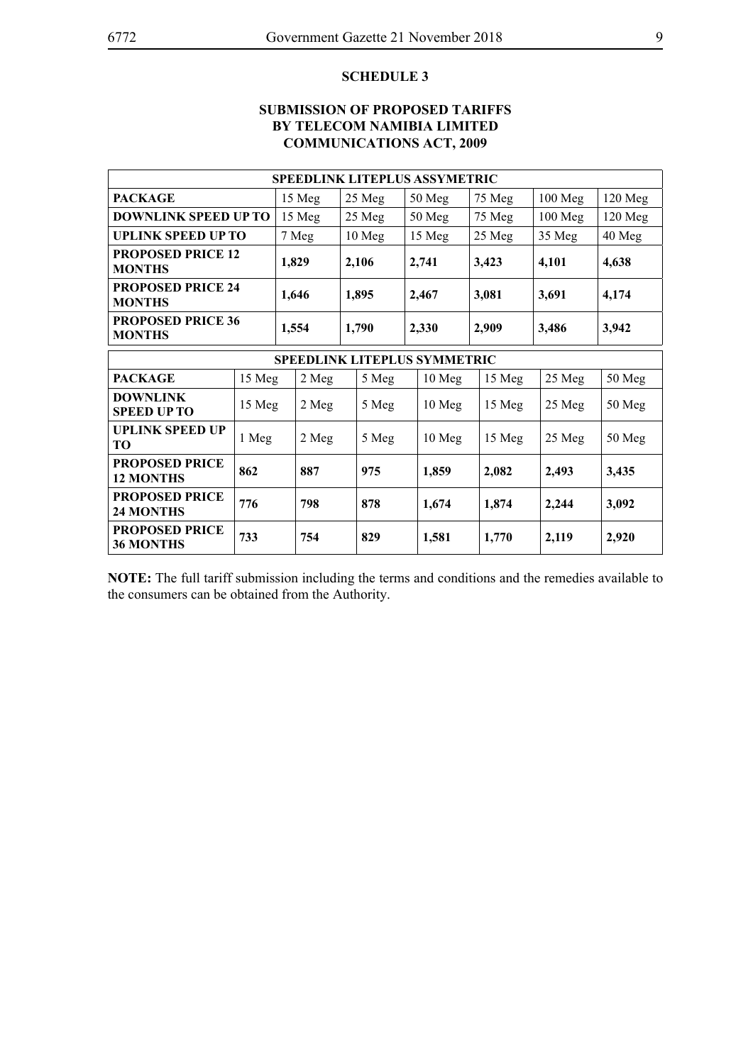**SCHEDULE 3**

**SUBMISSION OF PROPOSED TARIFFS BY TELECOM NAMIBIA LIMITED COMMUNICATIONS ACT, 2009**

| **SPEEDLINK LITEPLUS ASSYMETRIC** | | | | | | |
|---|---|---|---|---|---|---|
| **PACKAGE** | 15 Meg | 25 Meg | 50 Meg | 75 Meg | 100 Meg | 120 Meg |
| **DOWNLINK SPEED UP TO** | 15 Meg | 25 Meg | 50 Meg | 75 Meg | 100 Meg | 120 Meg |
| **UPLINK SPEED UP TO** | 7 Meg | 10 Meg | 15 Meg | 25 Meg | 35 Meg | 40 Meg |
| **PROPOSED PRICE 12 MONTHS** | **1,829** | **2,106** | **2,741** | **3,423** | **4,101** | **4,638** |
| **PROPOSED PRICE 24 MONTHS** | **1,646** | **1,895** | **2,467** | **3,081** | **3,691** | **4,174** |
| **PROPOSED PRICE 36 MONTHS** | **1,554** | **1,790** | **2,330** | **2,909** | **3,486** | **3,942** |

| **SPEEDLINK LITEPLUS SYMMETRIC** | | | | | | | |
|---|---|---|---|---|---|---|---|
| **PACKAGE** | 15 Meg | 2 Meg | 5 Meg | 10 Meg | 15 Meg | 25 Meg | 50 Meg |
| **DOWNLINK SPEED UP TO** | 15 Meg | 2 Meg | 5 Meg | 10 Meg | 15 Meg | 25 Meg | 50 Meg |
| **UPLINK SPEED UP TO** | 1 Meg | 2 Meg | 5 Meg | 10 Meg | 15 Meg | 25 Meg | 50 Meg |
| **PROPOSED PRICE 12 MONTHS** | **862** | **887** | **975** | **1,859** | **2,082** | **2,493** | **3,435** |
| **PROPOSED PRICE 24 MONTHS** | **776** | **798** | **878** | **1,674** | **1,874** | **2,244** | **3,092** |
| **PROPOSED PRICE 36 MONTHS** | **733** | **754** | **829** | **1,581** | **1,770** | **2,119** | **2,920** |

**NOTE:** The full tariff submission including the terms and conditions and the remedies available to the consumers can be obtained from the Authority.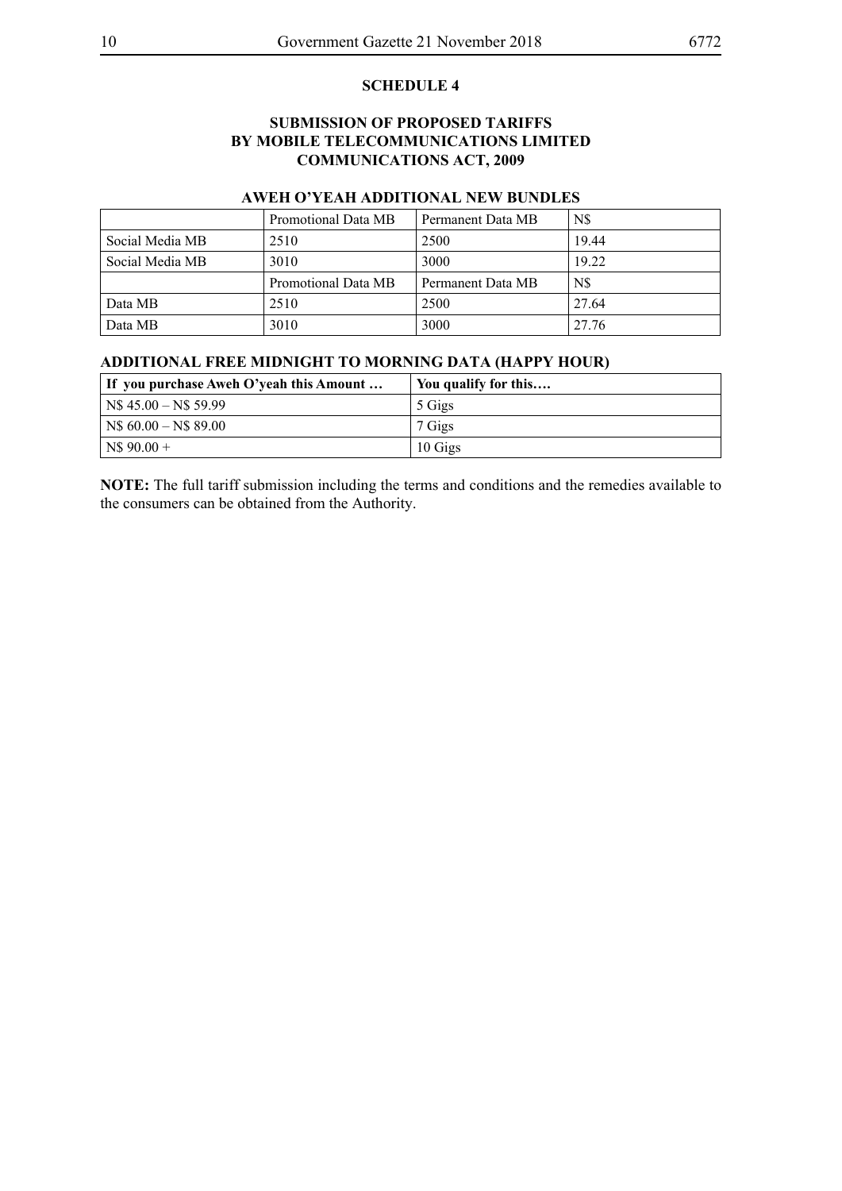**SCHEDULE 4**

**SUBMISSION OF PROPOSED TARIFFS BY MOBILE TELECOMMUNICATIONS LIMITED COMMUNICATIONS ACT, 2009**

**AWEH O'YEAH ADDITIONAL NEW BUNDLES**

| | Promotional Data MB | Permanent Data MB | N$ |
|---|---|---|---|
| Social Media MB | 2510 | 2500 | 19.44 |
| Social Media MB | 3010 | 3000 | 19.22 |
| | Promotional Data MB | Permanent Data MB | N$ |
| Data MB | 2510 | 2500 | 27.64 |
| Data MB | 3010 | 3000 | 27.76 |

**ADDITIONAL FREE MIDNIGHT TO MORNING DATA (HAPPY HOUR)**

| If you purchase Aweh O'yeah this Amount … | You qualify for this…. |
|---|---|
| N$ 45.00 – N$ 59.99 | 5 Gigs |
| N$ 60.00 – N$ 89.00 | 7 Gigs |
| N$ 90.00 + | 10 Gigs |

**NOTE:** The full tariff submission including the terms and conditions and the remedies available to the consumers can be obtained from the Authority.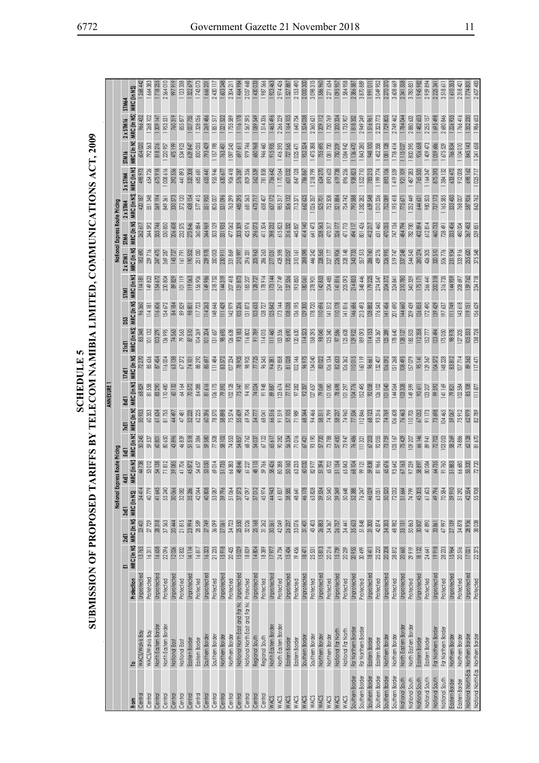# SCHEDULE 5

# SUBMISSION OF PROPOSED TARIFFS BY TELECOM NAMIBIA LIMITED, COMMUNICATIONS ACT, 2009

## ANNEXURE 1

| From | To | Protection | E1 MRC (In N$) | 2xE1 MRC (In N$) | 3xE1 MRC (In N$) | 4xE1 MRC (In N$) | 5xE1 MRC (In N$) | 7xE1 MRC (In N$) | 8xE1 MRC (In N$) | 17xE1 MRC (In N$) | 21xE1 MRC (In N$) | DS3 MRC (In N$) | STM1 MRC (In N$) | 2 x STM1 MRC (In N$) | STM4 MRC (In N$) | 2 x STM4 MRC (In N$) | 3 x STM4 MRC (In N$) | STM16 MRC (In N$) | 2 x STM16 MRC (In N$) | STM64 MRC (In N$) |
|---|---|---|---|---|---|---|---|---|---|---|---|---|---|---|---|---|---|---|---|---|
| | | | National Express Route Pricing | | | | | | | | | | | National Express Route Pricing | | | | | | |
| Central | WACS/Walvis Bay | Unprotected | 13 765 | 23 401 | 34 414 | 44 738 | 50 245 | 50 933 | 68 829 | 72 270 | 85 348 | 96 360 | 114 181 | 182 690 | 262 617 | 420 187 | 498 973 | 604 020 | 966 432 | 1 268 442 |
| Central | WACS/Walvis Bay | Protected | 16 311 | 27 729 | 40 779 | 53 012 | 59 537 | 60 353 | 81 558 | 85 636 | 101 132 | 114 181 | 149 823 | 239 716 | 344 592 | 551 348 | 654 726 | 792 563 | 1 268 102 | 1 664 383 |
| Central | North Eastern Border | Unprotected | 16 658 | 28 318 | 41 645 | 54 138 | 60 801 | 61 634 | 83 290 | 87 454 | 103 279 | 116 606 | 154 672 | 247 475 | 355 746 | 569 194 | 675 918 | 818 216 | 1 309 147 | 1 718 255 |
| Central | North Eastern Border | Protected | 22 096 | 37 563 | 55 240 | 71 812 | 80 650 | 81 755 | 110 480 | 116 004 | 136 995 | 154 672 | 230 804 | 369 287 | 530 850 | 849 361 | 1 008 616 | 1 220 957 | 1 953 531 | 2 564 010 |
| Central | National East | Unprotected | 12 026 | 20 444 | 30 066 | 39 085 | 43 896 | 44 497 | 60 132 | 63 138 | 74 563 | 84 184 | 89 829 | 143 727 | 206 608 | 330 573 | 392 556 | 475 199 | 760 319 | 997 919 |
| Central | National East | Protected | 12 832 | 21 815 | 32 082 | 41 706 | 46 839 | 47 481 | 64 164 | 67 372 | 79 563 | 89 829 | 101 119 | 161 791 | 232 575 | 372 120 | 441 893 | 534 923 | 855 877 | 1 123 338 |
| Central | Eastern Border | Unprotected | 14 114 | 23 994 | 35 286 | 45 872 | 51 518 | 52 223 | 70 572 | 74 101 | 87 510 | 98 801 | 119 063 | 190 502 | 273 846 | 438 154 | 520 308 | 629 847 | 1 007 755 | 1 322 679 |
| Central | Eastern Border | Protected | 16 817 | 28 589 | 42 044 | 54 657 | 61 384 | 62 225 | 84 088 | 88 292 | 104 269 | 117 723 | 156 906 | 251 050 | 360 884 | 577 415 | 685 681 | 830 035 | 1 328 056 | 1 743 073 |
| Central | Southern Border | Unprotected | 16 323 | 27 749 | 40 808 | 53 050 | 59 580 | 60 396 | 81 616 | 85 697 | 101 204 | 114 263 | 149 986 | 239 978 | 344 969 | 551 950 | 655 441 | 793 429 | 1 269 486 | 1 666 201 |
| Central | Southern Border | Protected | 21 235 | 36 099 | 53 087 | 69 014 | 77 508 | 78 570 | 106 175 | 111 484 | 131 657 | 148 646 | 218 752 | 350 003 | 503 129 | 805 007 | 955 946 | 1 157 198 | 1 851 517 | 2 430 117 |
| Central | Northern Border | Unprotected | 15 918 | 27 061 | 39 796 | 51 735 | 58 102 | 58 898 | 79 592 | 83 572 | 98 695 | 111 429 | 144 319 | 230 911 | 331 935 | 531 096 | 630 677 | 763 451 | 1 221 522 | 1 603 248 |
| Central | Northern Border | Protected | 20 425 | 34 723 | 51 064 | 66 383 | 74 553 | 75 574 | 102 128 | 107 234 | 126 638 | 142 979 | 207 418 | 331 869 | 477 062 | 763 299 | 906 418 | 1 097 243 | 1 755 589 | 2 304 211 |
| Central | National North East and Far No | Unprotected | 15 029 | 25 550 | 37 573 | 48 846 | 54 857 | 55 609 | 75 147 | 78 905 | 93 183 | 105 206 | 131 873 | 210 997 | 303 309 | 485 295 | 576 287 | 697 611 | 1 116 178 | 1 464 984 |
| Central | National North East and Far No | Protected | 18 839 | 32 026 | 47 097 | 61 227 | 68 762 | 69 704 | 94 195 | 98 905 | 116 802 | 131 873 | 185 207 | 296 331 | 425 976 | 681 563 | 809 356 | 979 746 | 1 567 595 | 2 057 468 |
| Central | Regional South | Unprotected | 14 804 | 25 168 | 37 012 | 48 115 | 54 037 | 54 777 | 74 024 | 77 725 | 91 789 | 103 633 | 128 727 | 205 963 | 296 073 | 473 717 | 562 539 | 680 968 | 1 089 549 | 1 430 033 |
| Central | Regional South | Protected | 18 389 | 31 262 | 45 974 | 59 766 | 67 122 | 68 041 | 91 948 | 96 545 | 114 015 | 128 727 | 178 914 | 286 263 | 411 504 | 658 407 | 781 858 | 946 460 | 1 514 336 | 1 987 566 |
| WACS | North Eastern Border | Unprotected | 17 977 | 30 561 | 44 943 | 58 426 | 65 617 | 66 516 | 89 887 | 94 381 | 111 460 | 125 842 | 173 144 | 277 031 | 398 232 | 637 172 | 756 642 | 915 935 | 1 465 496 | 1 923 463 |
| WACS | North Eastern Border | Protected | 24 734 | 42 049 | 61 837 | 80 388 | 90 282 | 91 519 | 123 674 | 129 858 | 153 356 | 173 144 | 267 749 | 428 398 | 615 823 | 985 317 | 1 170 064 | 1 416 393 | 2 266 229 | 2 974 426 |
| WACS | Eastern Border | Unprotected | 15 434 | 26 237 | 38 585 | 50 160 | 56 334 | 57 105 | 77 170 | 81 028 | 95 690 | 108 038 | 137 536 | 220 057 | 316 332 | 506 132 | 601 032 | 727 565 | 1 164 105 | 1 527 887 |
| WACS | Eastern Border | Protected | 19 456 | 33 076 | 48 641 | 63 233 | 71 016 | 71 989 | 97 282 | 102 146 | 120 630 | 136 195 | 193 850 | 310 161 | 445 857 | 713 371 | 847 128 | 1 025 471 | 1 640 754 | 2 153 490 |
| WACS | Southern Border | Unprotected | 18 471 | 31 401 | 46 178 | 60 032 | 67 421 | 68 344 | 92 357 | 96 975 | 114 523 | 129 300 | 180 061 | 288 098 | 414 140 | 662 625 | 786 867 | 952 524 | 1 524 038 | 2 000 300 |
| WACS | Southern Border | Protected | 25 531 | 43 403 | 63 828 | 82 977 | 93 190 | 94 466 | 127 657 | 134 040 | 158 295 | 178 720 | 278 901 | 446 242 | 641 473 | 1 026 357 | 1 218 799 | 1 475 388 | 2 360 621 | 3 098 315 |
| WACS | Northern Border | Unprotected | 15 813 | 26 883 | 39 534 | 51 394 | 57 720 | 58 511 | 79 069 | 83 022 | 98 045 | 110 696 | 142 853 | 228 565 | 328 563 | 525 701 | 624 270 | 755 695 | 1 209 112 | 1 586 960 |
| WACS | Northern Border | Protected | 20 216 | 34 367 | 50 540 | 65 702 | 73 788 | 74 799 | 101 080 | 106 134 | 125 340 | 141 512 | 204 485 | 327 177 | 470 317 | 752 508 | 893 603 | 1 081 730 | 1 730 769 | 2 271 634 |
| WACS | National Far North | Unprotected | 15 739 | 26 757 | 39 349 | 51 154 | 57 450 | 58 237 | 78 698 | 82 633 | 97 586 | 110 178 | 141 816 | 226 906 | 326 177 | 521 884 | 619 738 | 750 209 | 1 200 334 | 1 575 439 |
| WACS | National Far North | Protected | 20 259 | 34 441 | 50 648 | 65 843 | 73 947 | 74 960 | 101 297 | 106 362 | 125 608 | 141 816 | 205 093 | 328 148 | 471 713 | 754 742 | 896 256 | 1 084 942 | 1 735 907 | 2 278 378 |
| Southern Border | Far Northern Border | Unprotected | 20 955 | 35 623 | 52 388 | 68 104 | 76 486 | 77 534 | 104 776 | 110 015 | 129 922 | 146 686 | 214 833 | 343 733 | 494 117 | 790 588 | 938 823 | 1 136 470 | 1 818 352 | 2 386 587 |
| Southern Border | Far Northern Border | Protected | 30 499 | 51 848 | 76 247 | 99 121 | 111 321 | 112 846 | 152 495 | 160 119 | 189 093 | 213 493 | 348 446 | 557 513 | 801 426 | 1 282 282 | 1 522 710 | 1 843 280 | 2 949 249 | 3 870 889 |
| Southern Border | Eastern Border | Unprotected | 18 411 | 31 300 | 46 029 | 59 838 | 67 203 | 68 123 | 92 058 | 96 661 | 114 153 | 128 882 | 179 225 | 286 760 | 412 217 | 659 548 | 783 213 | 948 100 | 1 516 961 | 1 991 011 |
| Southern Border | Eastern Border | Protected | 25 220 | 42 874 | 63 051 | 81 966 | 92 055 | 93 316 | 126 102 | 132 407 | 156 367 | 176 543 | 274 547 | 439 276 | 631 460 | 1 010 336 | 1 199 774 | 1 452 358 | 2 323 773 | 3 049 952 |
| Southern Border | Northern Border | Unprotected | 20 208 | 34 353 | 50 520 | 65 676 | 73 759 | 74 769 | 101 040 | 106 092 | 125 289 | 141 456 | 204 372 | 326 995 | 470 055 | 752 089 | 893 106 | 1 081 128 | 1 729 805 | 2 270 370 |
| Southern Border | Northern Border | Protected | 28 812 | 48 982 | 72 032 | 93 642 | 105 167 | 106 608 | 144 064 | 151 268 | 178 640 | 201 690 | 324 841 | 519 747 | 747 136 | 1 195 418 | 1 419 559 | 1 718 414 | 2 749 462 | 3 608 669 |
| National South | North Eastern Border | Unprotected | 20 665 | 35 131 | 51 664 | 67 163 | 75 429 | 76 463 | 103 328 | 108 495 | 128 127 | 144 660 | 210 780 | 337 248 | 484 794 | 775 671 | 921 109 | 1 115 027 | 1 784 044 | 2 341 558 |
| National South | North Eastern Border | Protected | 29 919 | 50 863 | 74 799 | 97 239 | 109 207 | 110 703 | 149 599 | 157 079 | 185 503 | 209 439 | 340 339 | 544 543 | 782 780 | 1 252 449 | 1 487 283 | 1 800 395 | 2 880 633 | 3 780 831 |
| National South | Eastern Border | Unprotected | 18 122 | 30 807 | 45 305 | 58 897 | 66 146 | 67 052 | 90 611 | 95 141 | 112 358 | 126 855 | 175 171 | 280 274 | 402 894 | 644 631 | 765 500 | 926 658 | 1 482 653 | 1 945 982 |
| National South | Eastern Border | Protected | 24 641 | 41 890 | 61 603 | 80 084 | 89 941 | 91 173 | 123 207 | 129 367 | 152 777 | 172 490 | 266 441 | 426 305 | 612 814 | 980 503 | 1 164 347 | 1 409 473 | 2 255 157 | 2 959 894 |
| National South | Far Northern Border | Unprotected | 19 918 | 33 861 | 49 796 | 64 735 | 72 702 | 73 698 | 99 592 | 104 572 | 123 494 | 139 429 | 200 318 | 320 510 | 460 733 | 737 173 | 875 393 | 1 059 686 | 1 695 498 | 2 225 341 |
| National South | Far Northern Border | Protected | 28 233 | 47 997 | 70 584 | 91 760 | 103 053 | 104 465 | 141 169 | 148 228 | 175 050 | 197 637 | 316 735 | 506 776 | 728 491 | 1 165 585 | 1 384 132 | 1 675 529 | 2 680 846 | 3 518 611 |
| Eastern Border | Northern Border | Unprotected | 15 964 | 27 139 | 39 910 | 51 883 | 58 269 | 59 067 | 79 821 | 83 812 | 98 978 | 111 749 | 144 959 | 231 934 | 333 406 | 533 450 | 633 472 | 766 834 | 1 226 935 | 1 610 353 |
| Eastern Border | Northern Border | Protected | 20 516 | 34 878 | 51 292 | 66 680 | 74 886 | 75 912 | 102 584 | 107 714 | 127 205 | 143 618 | 208 697 | 333 916 | 480 004 | 768 007 | 912 008 | 1 104 010 | 1 766 416 | 2 318 421 |
| National NorthEas | Northern Border | Unprotected | 17 021 | 28 936 | 42 554 | 55 320 | 62 128 | 62 979 | 85 108 | 89 363 | 105 533 | 119 151 | 159 762 | 255 620 | 367 453 | 587 926 | 698 162 | 845 143 | 1 352 230 | 1 774 801 |
| National NorthEas | Northern Border | Protected | 22 375 | 38 038 | 55 938 | 72 720 | 81 670 | 82 789 | 111 877 | 117 471 | 138 728 | 156 629 | 234 718 | 375 548 | 539 851 | 863 762 | 1 025 717 | 1 241 658 | 1 986 653 | 2 607 483 |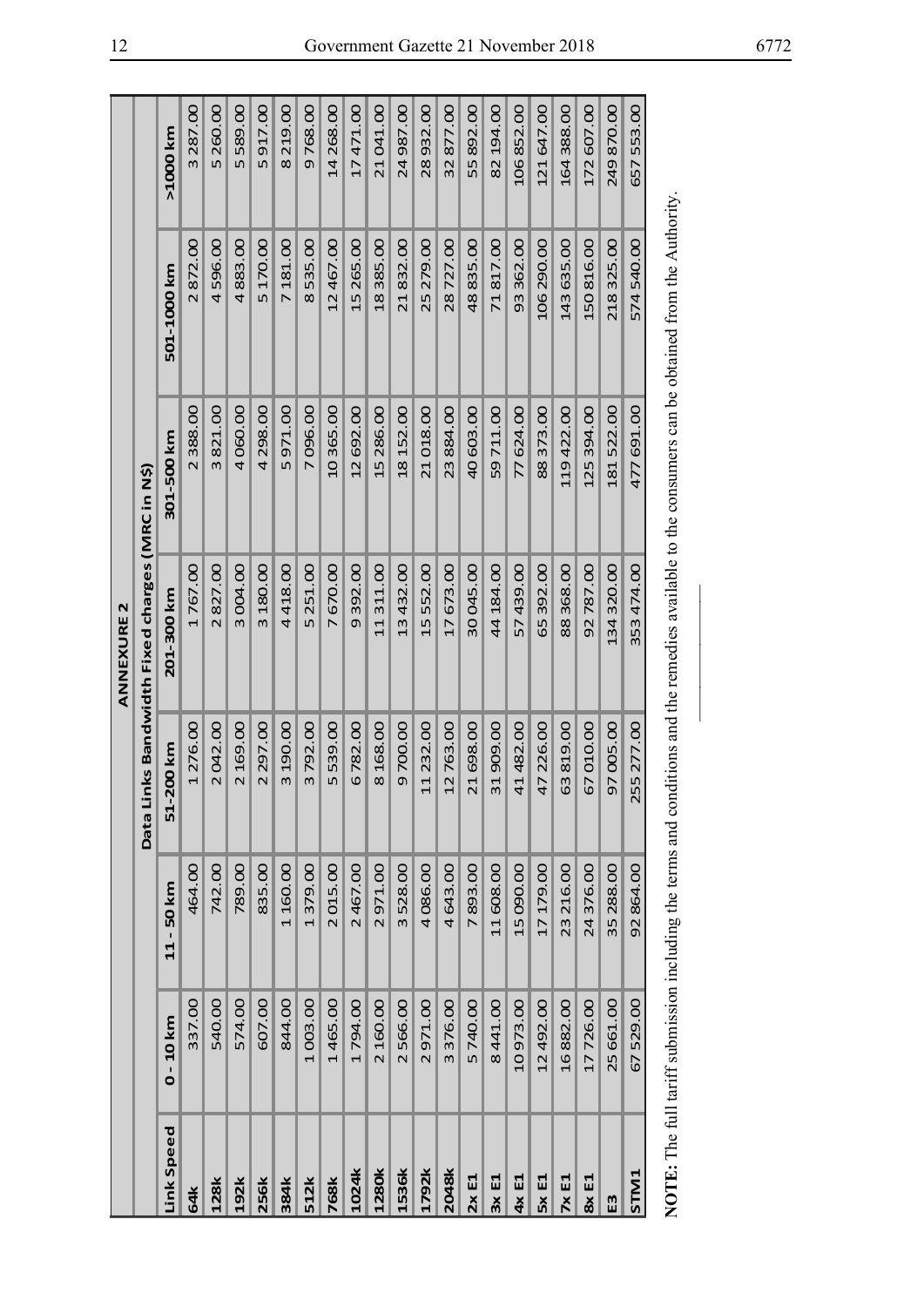## ANNEXURE 2

| Data Links Bandwidth Fixed charges (MRC in N$) | | | | | | | |
|---|---|---|---|---|---|---|---|
| Link Speed | 0 - 10 km | 11 - 50 km | 51-200 km | 201-300 km | 301-500 km | 501-1000 km | >1000 km |
| 64k | 337.00 | 464.00 | 1 276.00 | 1 767.00 | 2 388.00 | 2 872.00 | 3 287.00 |
| 128k | 540.00 | 742.00 | 2 042.00 | 2 827.00 | 3 821.00 | 4 596.00 | 5 260.00 |
| 192k | 574.00 | 789.00 | 2 169.00 | 3 004.00 | 4 060.00 | 4 883.00 | 5 589.00 |
| 256k | 607.00 | 835.00 | 2 297.00 | 3 180.00 | 4 298.00 | 5 170.00 | 5 917.00 |
| 384k | 844.00 | 1 160.00 | 3 190.00 | 4 418.00 | 5 971.00 | 7 181.00 | 8 219.00 |
| 512k | 1 003.00 | 1 379.00 | 3 792.00 | 5 251.00 | 7 096.00 | 8 535.00 | 9 768.00 |
| 768k | 1 465.00 | 2 015.00 | 5 539.00 | 7 670.00 | 10 365.00 | 12 467.00 | 14 268.00 |
| 1024k | 1 794.00 | 2 467.00 | 6 782.00 | 9 392.00 | 12 692.00 | 15 265.00 | 17 471.00 |
| 1280k | 2 160.00 | 2 971.00 | 8 168.00 | 11 311.00 | 15 286.00 | 18 385.00 | 21 041.00 |
| 1536k | 2 566.00 | 3 528.00 | 9 700.00 | 13 432.00 | 18 152.00 | 21 832.00 | 24 987.00 |
| 1792k | 2 971.00 | 4 086.00 | 11 232.00 | 15 552.00 | 21 018.00 | 25 279.00 | 28 932.00 |
| 2048k | 3 376.00 | 4 643.00 | 12 763.00 | 17 673.00 | 23 884.00 | 28 727.00 | 32 877.00 |
| 2x E1 | 5 740.00 | 7 893.00 | 21 698.00 | 30 045.00 | 40 603.00 | 48 835.00 | 55 892.00 |
| 3x E1 | 8 441.00 | 11 608.00 | 31 909.00 | 44 184.00 | 59 711.00 | 71 817.00 | 82 194.00 |
| 4x E1 | 10 973.00 | 15 090.00 | 41 482.00 | 57 439.00 | 77 624.00 | 93 362.00 | 106 852.00 |
| 5x E1 | 12 492.00 | 17 179.00 | 47 226.00 | 65 392.00 | 88 373.00 | 106 290.00 | 121 647.00 |
| 7x E1 | 16 882.00 | 23 216.00 | 63 819.00 | 88 368.00 | 119 422.00 | 143 635.00 | 164 388.00 |
| 8x E1 | 17 726.00 | 24 376.00 | 67 010.00 | 92 787.00 | 125 394.00 | 150 816.00 | 172 607.00 |
| E3 | 25 661.00 | 35 288.00 | 97 005.00 | 134 320.00 | 181 522.00 | 218 325.00 | 249 870.00 |
| STM1 | 67 529.00 | 92 864.00 | 255 277.00 | 353 474.00 | 477 691.00 | 574 540.00 | 657 553.00 |

**NOTE:** The full tariff submission including the terms and conditions and the remedies available to the consumers can be obtained from the Authority.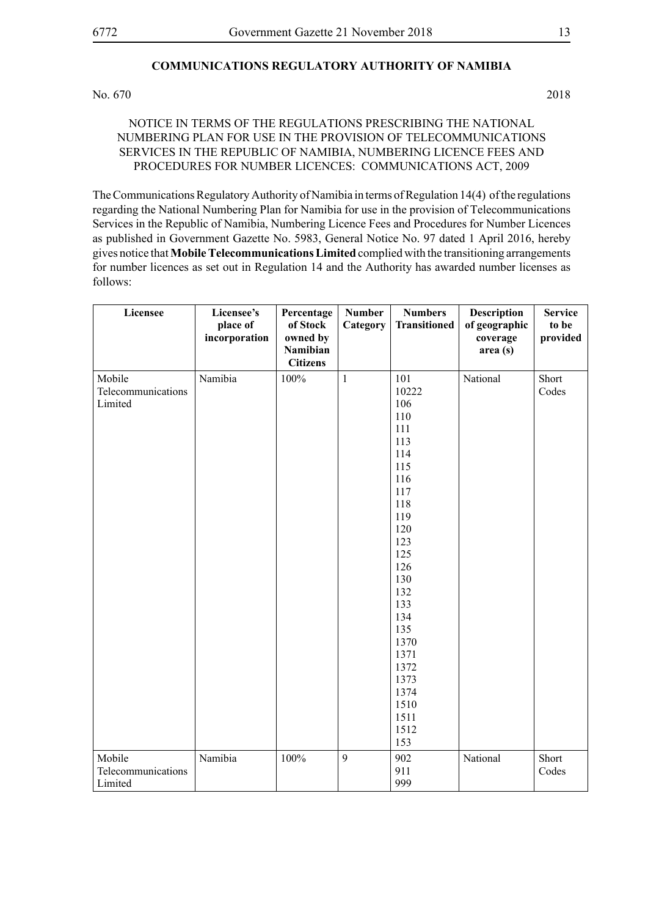## COMMUNICATIONS REGULATORY AUTHORITY OF NAMIBIA

No. 670 2018

NOTICE IN TERMS OF THE REGULATIONS PRESCRIBING THE NATIONAL NUMBERING PLAN FOR USE IN THE PROVISION OF TELECOMMUNICATIONS SERVICES IN THE REPUBLIC OF NAMIBIA, NUMBERING LICENCE FEES AND PROCEDURES FOR NUMBER LICENCES: COMMUNICATIONS ACT, 2009

The Communications Regulatory Authority of Namibia in terms of Regulation 14(4) of the regulations regarding the National Numbering Plan for Namibia for use in the provision of Telecommunications Services in the Republic of Namibia, Numbering Licence Fees and Procedures for Number Licences as published in Government Gazette No. 5983, General Notice No. 97 dated 1 April 2016, hereby gives notice that **Mobile Telecommunications Limited** complied with the transitioning arrangements for number licences as set out in Regulation 14 and the Authority has awarded number licenses as follows:

| Licensee | Licensee's place of incorporation | Percentage of Stock owned by Namibian Citizens | Number Category | Numbers Transitioned | Description of geographic coverage area (s) | Service to be provided |
|---|---|---|---|---|---|---|
| Mobile Telecommunications Limited | Namibia | 100% | 1 | 101<br>10222<br>106<br>110<br>111<br>113<br>114<br>115<br>116<br>117<br>118<br>119<br>120<br>123<br>125<br>126<br>130<br>132<br>133<br>134<br>135<br>1370<br>1371<br>1372<br>1373<br>1374<br>1510<br>1511<br>1512<br>153 | National | Short Codes |
| Mobile Telecommunications Limited | Namibia | 100% | 9 | 902<br>911<br>999 | National | Short Codes |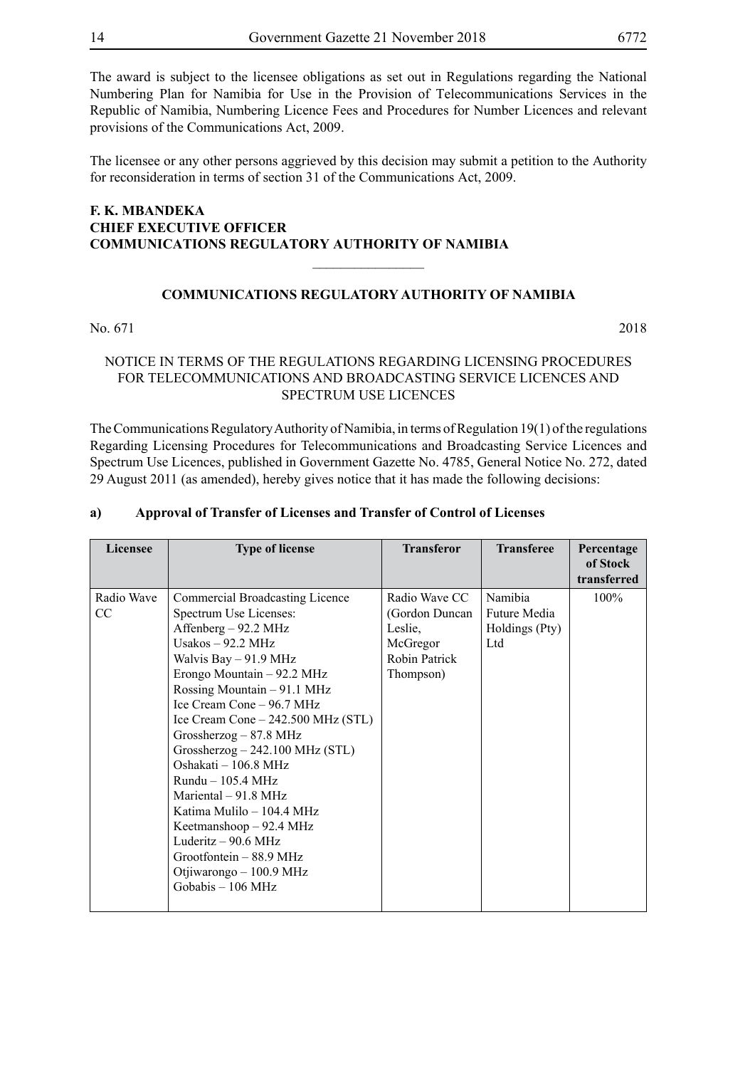The award is subject to the licensee obligations as set out in Regulations regarding the National Numbering Plan for Namibia for Use in the Provision of Telecommunications Services in the Republic of Namibia, Numbering Licence Fees and Procedures for Number Licences and relevant provisions of the Communications Act, 2009.

The licensee or any other persons aggrieved by this decision may submit a petition to the Authority for reconsideration in terms of section 31 of the Communications Act, 2009.

**F. K. MBANDEKA**
**CHIEF EXECUTIVE OFFICER**
**COMMUNICATIONS REGULATORY AUTHORITY OF NAMIBIA**

---

**COMMUNICATIONS REGULATORY AUTHORITY OF NAMIBIA**

No. 671 2018

NOTICE IN TERMS OF THE REGULATIONS REGARDING LICENSING PROCEDURES FOR TELECOMMUNICATIONS AND BROADCASTING SERVICE LICENCES AND SPECTRUM USE LICENCES

The Communications Regulatory Authority of Namibia, in terms of Regulation 19(1) of the regulations Regarding Licensing Procedures for Telecommunications and Broadcasting Service Licences and Spectrum Use Licences, published in Government Gazette No. 4785, General Notice No. 272, dated 29 August 2011 (as amended), hereby gives notice that it has made the following decisions:

**a) Approval of Transfer of Licenses and Transfer of Control of Licenses**

| Licensee | Type of license | Transferor | Transferee | Percentage of Stock transferred |
|---|---|---|---|---|
| Radio Wave CC | Commercial Broadcasting Licence<br>Spectrum Use Licenses:<br>Affenberg – 92.2 MHz<br>Usakos – 92.2 MHz<br>Walvis Bay – 91.9 MHz<br>Erongo Mountain – 92.2 MHz<br>Rossing Mountain – 91.1 MHz<br>Ice Cream Cone – 96.7 MHz<br>Ice Cream Cone – 242.500 MHz (STL)<br>Grossherzog – 87.8 MHz<br>Grossherzog – 242.100 MHz (STL)<br>Oshakati – 106.8 MHz<br>Rundu – 105.4 MHz<br>Mariental – 91.8 MHz<br>Katima Mulilo – 104.4 MHz<br>Keetmanshoop – 92.4 MHz<br>Luderitz – 90.6 MHz<br>Grootfontein – 88.9 MHz<br>Otjiwarongo – 100.9 MHz<br>Gobabis – 106 MHz | Radio Wave CC (Gordon Duncan Leslie, McGregor Robin Patrick Thompson) | Namibia Future Media Holdings (Pty) Ltd | 100% |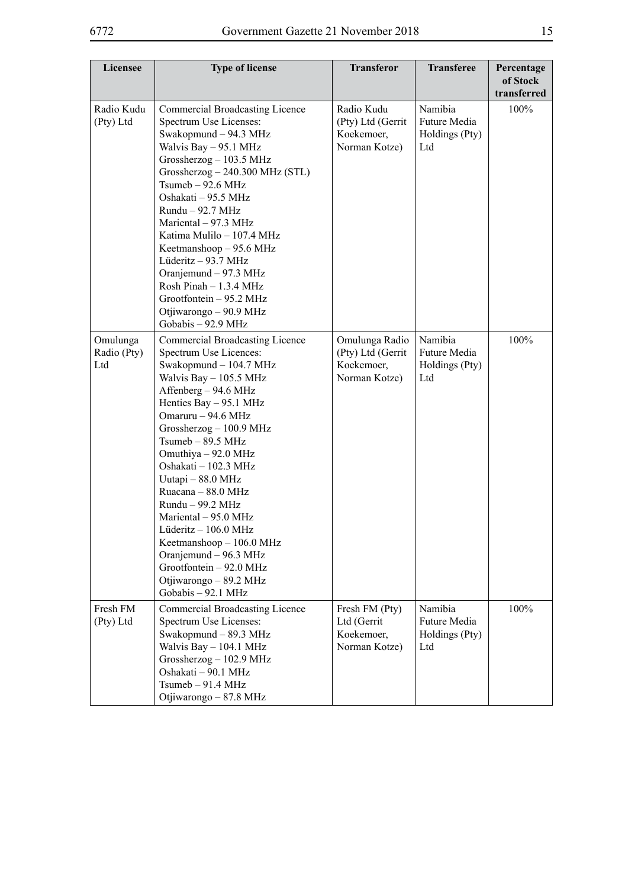| Licensee | Type of license | Transferor | Transferee | Percentage of Stock transferred |
|---|---|---|---|---|
| Radio Kudu (Pty) Ltd | Commercial Broadcasting Licence<br>Spectrum Use Licenses:<br>Swakopmund – 94.3 MHz<br>Walvis Bay – 95.1 MHz<br>Grossherzog – 103.5 MHz<br>Grossherzog – 240.300 MHz (STL)<br>Tsumeb – 92.6 MHz<br>Oshakati – 95.5 MHz<br>Rundu – 92.7 MHz<br>Mariental – 97.3 MHz<br>Katima Mulilo – 107.4 MHz<br>Keetmanshoop – 95.6 MHz<br>Lüderitz – 93.7 MHz<br>Oranjemund – 97.3 MHz<br>Rosh Pinah – 1.3.4 MHz<br>Grootfontein – 95.2 MHz<br>Otjiwarongo – 90.9 MHz<br>Gobabis – 92.9 MHz | Radio Kudu (Pty) Ltd (Gerrit Koekemoer, Norman Kotze) | Namibia Future Media Holdings (Pty) Ltd | 100% |
| Omulunga Radio (Pty) Ltd | Commercial Broadcasting Licence<br>Spectrum Use Licences:<br>Swakopmund – 104.7 MHz<br>Walvis Bay – 105.5 MHz<br>Affenberg – 94.6 MHz<br>Henties Bay – 95.1 MHz<br>Omaruru – 94.6 MHz<br>Grossherzog – 100.9 MHz<br>Tsumeb – 89.5 MHz<br>Omuthiya – 92.0 MHz<br>Oshakati – 102.3 MHz<br>Uutapi – 88.0 MHz<br>Ruacana – 88.0 MHz<br>Rundu – 99.2 MHz<br>Mariental – 95.0 MHz<br>Lüderitz – 106.0 MHz<br>Keetmanshoop – 106.0 MHz<br>Oranjemund – 96.3 MHz<br>Grootfontein – 92.0 MHz<br>Otjiwarongo – 89.2 MHz<br>Gobabis – 92.1 MHz | Omulunga Radio (Pty) Ltd (Gerrit Koekemoer, Norman Kotze) | Namibia Future Media Holdings (Pty) Ltd | 100% |
| Fresh FM (Pty) Ltd | Commercial Broadcasting Licence<br>Spectrum Use Licenses:<br>Swakopmund – 89.3 MHz<br>Walvis Bay – 104.1 MHz<br>Grossherzog – 102.9 MHz<br>Oshakati – 90.1 MHz<br>Tsumeb – 91.4 MHz<br>Otjiwarongo – 87.8 MHz | Fresh FM (Pty) Ltd (Gerrit Koekemoer, Norman Kotze) | Namibia Future Media Holdings (Pty) Ltd | 100% |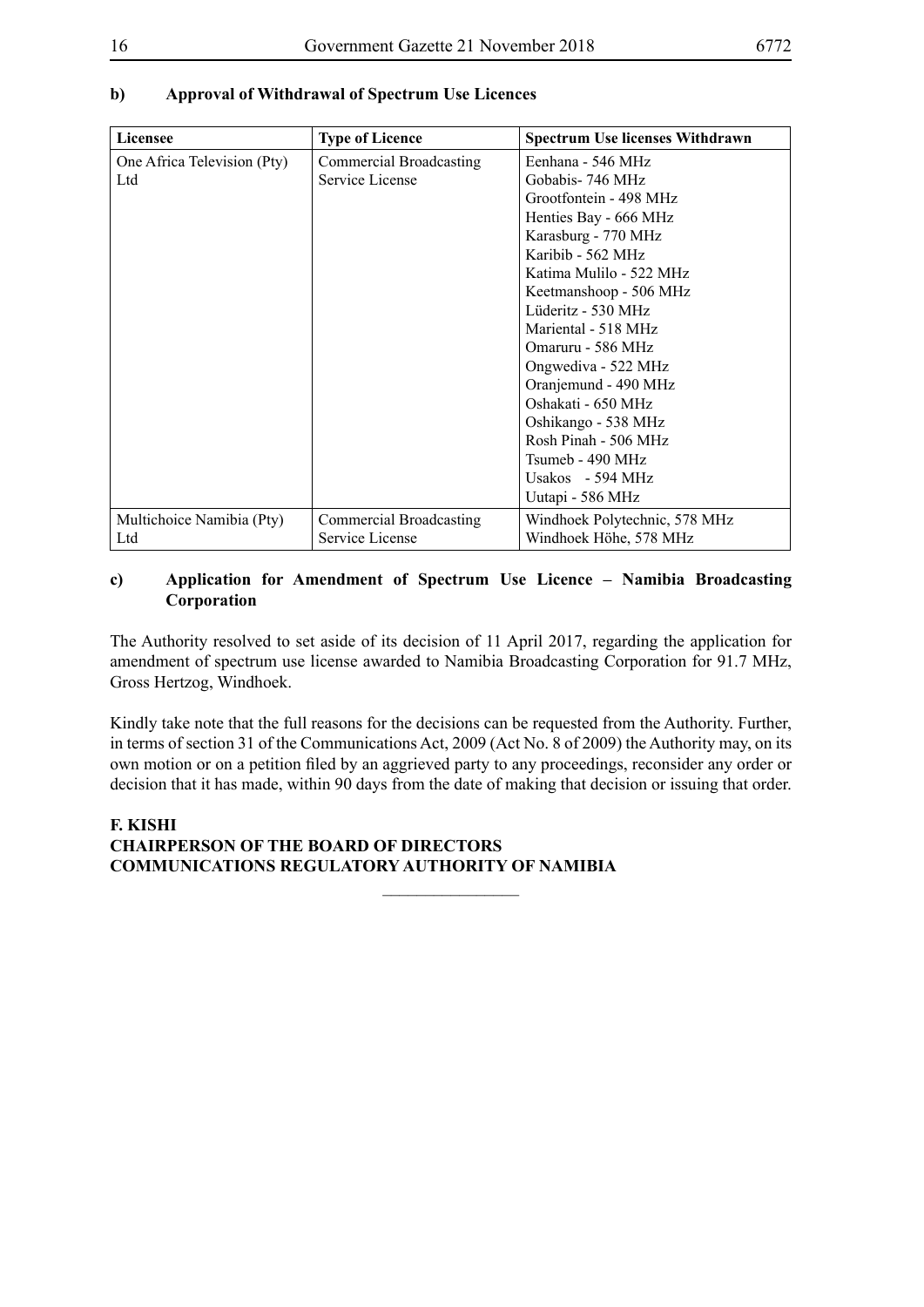**b) Approval of Withdrawal of Spectrum Use Licences**

| Licensee | Type of Licence | Spectrum Use licenses Withdrawn |
| --- | --- | --- |
| One Africa Television (Pty) Ltd | Commercial Broadcasting Service License | Eenhana - 546 MHz<br>Gobabis- 746 MHz<br>Grootfontein - 498 MHz<br>Henties Bay - 666 MHz<br>Karasburg - 770 MHz<br>Karibib - 562 MHz<br>Katima Mulilo - 522 MHz<br>Keetmanshoop - 506 MHz<br>Lüderitz - 530 MHz<br>Mariental - 518 MHz<br>Omaruru - 586 MHz<br>Ongwediva - 522 MHz<br>Oranjemund - 490 MHz<br>Oshakati - 650 MHz<br>Oshikango - 538 MHz<br>Rosh Pinah - 506 MHz<br>Tsumeb - 490 MHz<br>Usakos - 594 MHz<br>Uutapi - 586 MHz |
| Multichoice Namibia (Pty) Ltd | Commercial Broadcasting Service License | Windhoek Polytechnic, 578 MHz<br>Windhoek Höhe, 578 MHz |

**c) Application for Amendment of Spectrum Use Licence – Namibia Broadcasting Corporation**

The Authority resolved to set aside of its decision of 11 April 2017, regarding the application for amendment of spectrum use license awarded to Namibia Broadcasting Corporation for 91.7 MHz, Gross Hertzog, Windhoek.

Kindly take note that the full reasons for the decisions can be requested from the Authority. Further, in terms of section 31 of the Communications Act, 2009 (Act No. 8 of 2009) the Authority may, on its own motion or on a petition filed by an aggrieved party to any proceedings, reconsider any order or decision that it has made, within 90 days from the date of making that decision or issuing that order.

**F. KISHI**
**CHAIRPERSON OF THE BOARD OF DIRECTORS**
**COMMUNICATIONS REGULATORY AUTHORITY OF NAMIBIA**